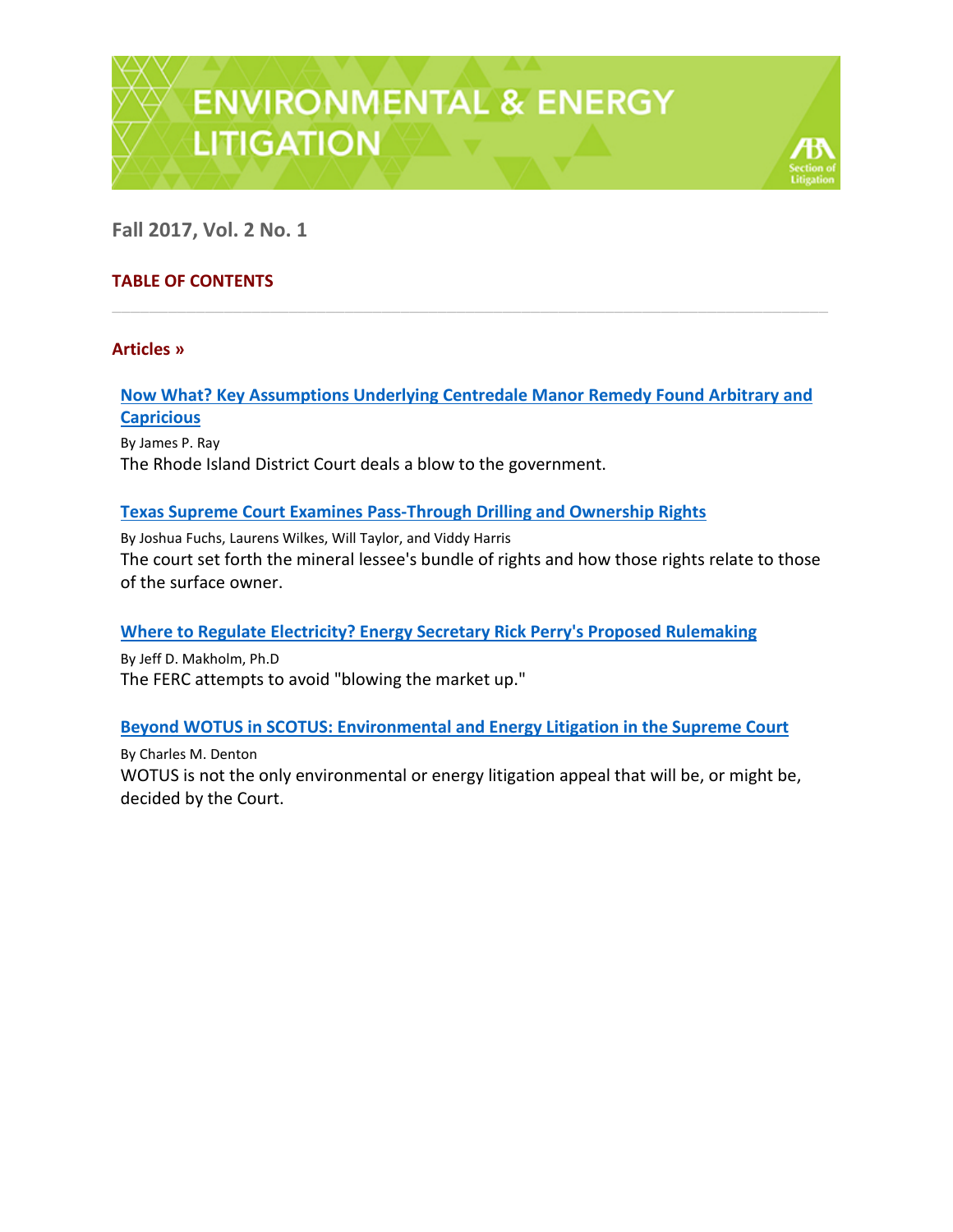# ENVIRONMENTAL & ENERGY LITIGATION

**Fall 2017, Vol. 2 No. 1**

## TABLE OF CONTENTS

---

### Articles »

**Now What? Key Assumptions Underlying Centredale Manor Remedy Found Arbitrary and Capricious**

By James P. Ray

The Rhode Island District Court deals a blow to the government.

**Texas Supreme Court Examines Pass-Through Drilling and Ownership Rights**

By Joshua Fuchs, Laurens Wilkes, Will Taylor, and Viddy Harris

The court set forth the mineral lessee's bundle of rights and how those rights relate to those of the surface owner.

**Where to Regulate Electricity? Energy Secretary Rick Perry's Proposed Rulemaking**

By Jeff D. Makholm, Ph.D

The FERC attempts to avoid "blowing the market up."

**Beyond WOTUS in SCOTUS: Environmental and Energy Litigation in the Supreme Court**

By Charles M. Denton

WOTUS is not the only environmental or energy litigation appeal that will be, or might be, decided by the Court.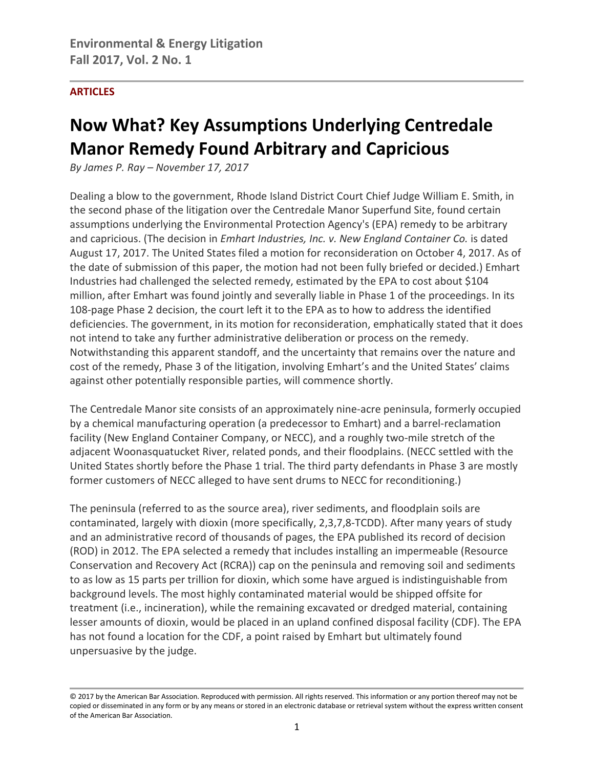**Environmental & Energy Litigation**
**Fall 2017, Vol. 2 No. 1**

**ARTICLES**

# Now What? Key Assumptions Underlying Centredale Manor Remedy Found Arbitrary and Capricious

*By James P. Ray – November 17, 2017*

Dealing a blow to the government, Rhode Island District Court Chief Judge William E. Smith, in the second phase of the litigation over the Centredale Manor Superfund Site, found certain assumptions underlying the Environmental Protection Agency's (EPA) remedy to be arbitrary and capricious. (The decision in *Emhart Industries, Inc. v. New England Container Co.* is dated August 17, 2017. The United States filed a motion for reconsideration on October 4, 2017. As of the date of submission of this paper, the motion had not been fully briefed or decided.) Emhart Industries had challenged the selected remedy, estimated by the EPA to cost about $104 million, after Emhart was found jointly and severally liable in Phase 1 of the proceedings. In its 108-page Phase 2 decision, the court left it to the EPA as to how to address the identified deficiencies. The government, in its motion for reconsideration, emphatically stated that it does not intend to take any further administrative deliberation or process on the remedy. Notwithstanding this apparent standoff, and the uncertainty that remains over the nature and cost of the remedy, Phase 3 of the litigation, involving Emhart's and the United States' claims against other potentially responsible parties, will commence shortly.

The Centredale Manor site consists of an approximately nine-acre peninsula, formerly occupied by a chemical manufacturing operation (a predecessor to Emhart) and a barrel-reclamation facility (New England Container Company, or NECC), and a roughly two-mile stretch of the adjacent Woonasquatucket River, related ponds, and their floodplains. (NECC settled with the United States shortly before the Phase 1 trial. The third party defendants in Phase 3 are mostly former customers of NECC alleged to have sent drums to NECC for reconditioning.)

The peninsula (referred to as the source area), river sediments, and floodplain soils are contaminated, largely with dioxin (more specifically, 2,3,7,8-TCDD). After many years of study and an administrative record of thousands of pages, the EPA published its record of decision (ROD) in 2012. The EPA selected a remedy that includes installing an impermeable (Resource Conservation and Recovery Act (RCRA)) cap on the peninsula and removing soil and sediments to as low as 15 parts per trillion for dioxin, which some have argued is indistinguishable from background levels. The most highly contaminated material would be shipped offsite for treatment (i.e., incineration), while the remaining excavated or dredged material, containing lesser amounts of dioxin, would be placed in an upland confined disposal facility (CDF). The EPA has not found a location for the CDF, a point raised by Emhart but ultimately found unpersuasive by the judge.

© 2017 by the American Bar Association. Reproduced with permission. All rights reserved. This information or any portion thereof may not be copied or disseminated in any form or by any means or stored in an electronic database or retrieval system without the express written consent of the American Bar Association.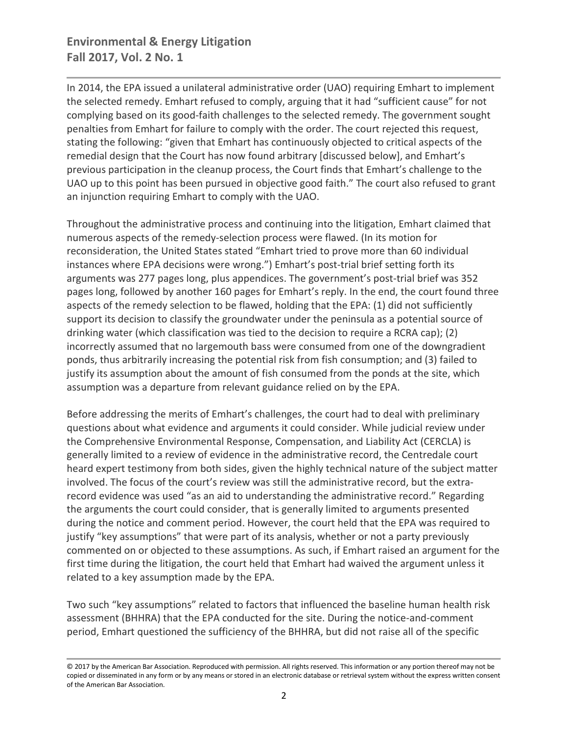In 2014, the EPA issued a unilateral administrative order (UAO) requiring Emhart to implement the selected remedy. Emhart refused to comply, arguing that it had "sufficient cause" for not complying based on its good-faith challenges to the selected remedy. The government sought penalties from Emhart for failure to comply with the order. The court rejected this request, stating the following: "given that Emhart has continuously objected to critical aspects of the remedial design that the Court has now found arbitrary [discussed below], and Emhart's previous participation in the cleanup process, the Court finds that Emhart's challenge to the UAO up to this point has been pursued in objective good faith." The court also refused to grant an injunction requiring Emhart to comply with the UAO.

Throughout the administrative process and continuing into the litigation, Emhart claimed that numerous aspects of the remedy-selection process were flawed. (In its motion for reconsideration, the United States stated "Emhart tried to prove more than 60 individual instances where EPA decisions were wrong.") Emhart's post-trial brief setting forth its arguments was 277 pages long, plus appendices. The government's post-trial brief was 352 pages long, followed by another 160 pages for Emhart's reply. In the end, the court found three aspects of the remedy selection to be flawed, holding that the EPA: (1) did not sufficiently support its decision to classify the groundwater under the peninsula as a potential source of drinking water (which classification was tied to the decision to require a RCRA cap); (2) incorrectly assumed that no largemouth bass were consumed from one of the downgradient ponds, thus arbitrarily increasing the potential risk from fish consumption; and (3) failed to justify its assumption about the amount of fish consumed from the ponds at the site, which assumption was a departure from relevant guidance relied on by the EPA.

Before addressing the merits of Emhart's challenges, the court had to deal with preliminary questions about what evidence and arguments it could consider. While judicial review under the Comprehensive Environmental Response, Compensation, and Liability Act (CERCLA) is generally limited to a review of evidence in the administrative record, the Centredale court heard expert testimony from both sides, given the highly technical nature of the subject matter involved. The focus of the court's review was still the administrative record, but the extra-record evidence was used "as an aid to understanding the administrative record." Regarding the arguments the court could consider, that is generally limited to arguments presented during the notice and comment period. However, the court held that the EPA was required to justify "key assumptions" that were part of its analysis, whether or not a party previously commented on or objected to these assumptions. As such, if Emhart raised an argument for the first time during the litigation, the court held that Emhart had waived the argument unless it related to a key assumption made by the EPA.

Two such "key assumptions" related to factors that influenced the baseline human health risk assessment (BHHRA) that the EPA conducted for the site. During the notice-and-comment period, Emhart questioned the sufficiency of the BHHRA, but did not raise all of the specific

© 2017 by the American Bar Association. Reproduced with permission. All rights reserved. This information or any portion thereof may not be copied or disseminated in any form or by any means or stored in an electronic database or retrieval system without the express written consent of the American Bar Association.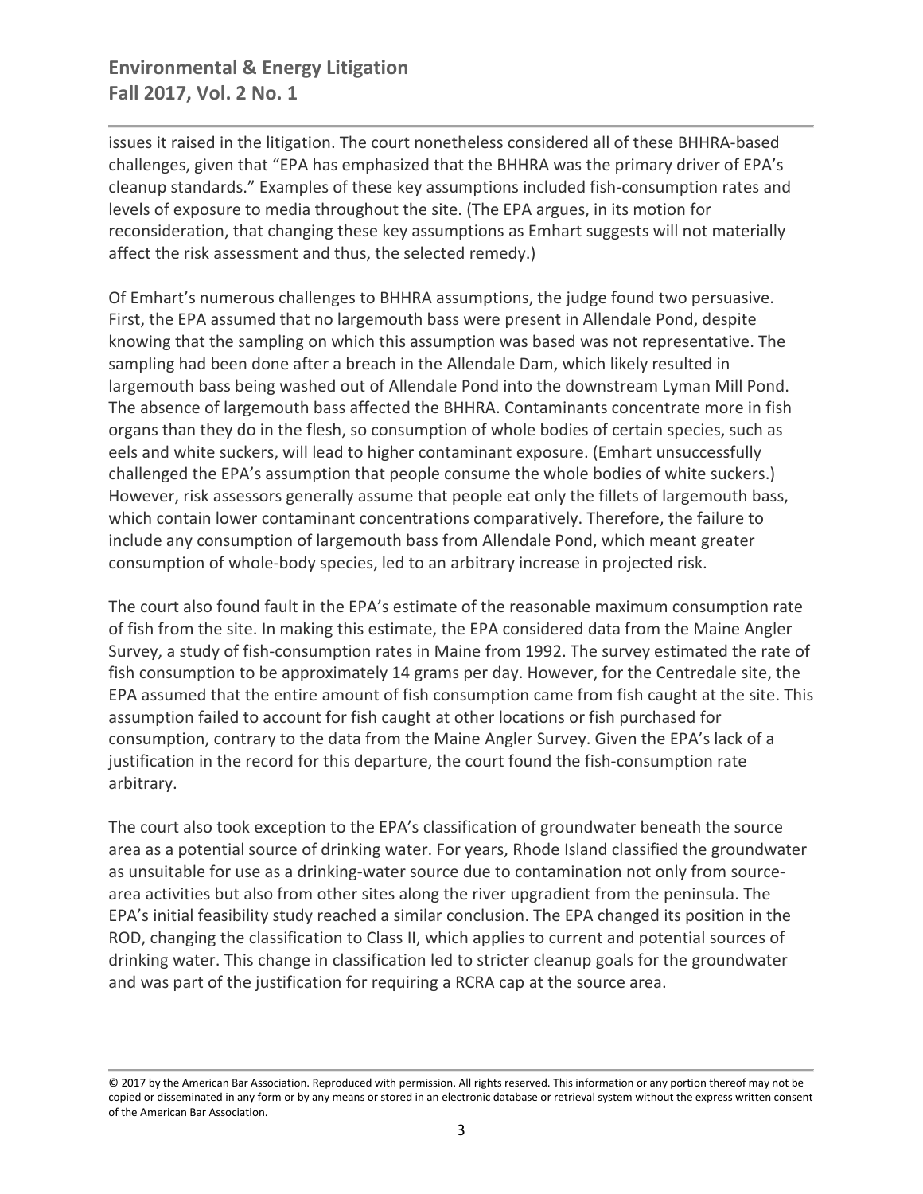issues it raised in the litigation. The court nonetheless considered all of these BHHRA-based challenges, given that "EPA has emphasized that the BHHRA was the primary driver of EPA's cleanup standards." Examples of these key assumptions included fish-consumption rates and levels of exposure to media throughout the site. (The EPA argues, in its motion for reconsideration, that changing these key assumptions as Emhart suggests will not materially affect the risk assessment and thus, the selected remedy.)

Of Emhart's numerous challenges to BHHRA assumptions, the judge found two persuasive. First, the EPA assumed that no largemouth bass were present in Allendale Pond, despite knowing that the sampling on which this assumption was based was not representative. The sampling had been done after a breach in the Allendale Dam, which likely resulted in largemouth bass being washed out of Allendale Pond into the downstream Lyman Mill Pond. The absence of largemouth bass affected the BHHRA. Contaminants concentrate more in fish organs than they do in the flesh, so consumption of whole bodies of certain species, such as eels and white suckers, will lead to higher contaminant exposure. (Emhart unsuccessfully challenged the EPA's assumption that people consume the whole bodies of white suckers.) However, risk assessors generally assume that people eat only the fillets of largemouth bass, which contain lower contaminant concentrations comparatively. Therefore, the failure to include any consumption of largemouth bass from Allendale Pond, which meant greater consumption of whole-body species, led to an arbitrary increase in projected risk.

The court also found fault in the EPA's estimate of the reasonable maximum consumption rate of fish from the site. In making this estimate, the EPA considered data from the Maine Angler Survey, a study of fish-consumption rates in Maine from 1992. The survey estimated the rate of fish consumption to be approximately 14 grams per day. However, for the Centredale site, the EPA assumed that the entire amount of fish consumption came from fish caught at the site. This assumption failed to account for fish caught at other locations or fish purchased for consumption, contrary to the data from the Maine Angler Survey. Given the EPA's lack of a justification in the record for this departure, the court found the fish-consumption rate arbitrary.

The court also took exception to the EPA's classification of groundwater beneath the source area as a potential source of drinking water. For years, Rhode Island classified the groundwater as unsuitable for use as a drinking-water source due to contamination not only from source-area activities but also from other sites along the river upgradient from the peninsula. The EPA's initial feasibility study reached a similar conclusion. The EPA changed its position in the ROD, changing the classification to Class II, which applies to current and potential sources of drinking water. This change in classification led to stricter cleanup goals for the groundwater and was part of the justification for requiring a RCRA cap at the source area.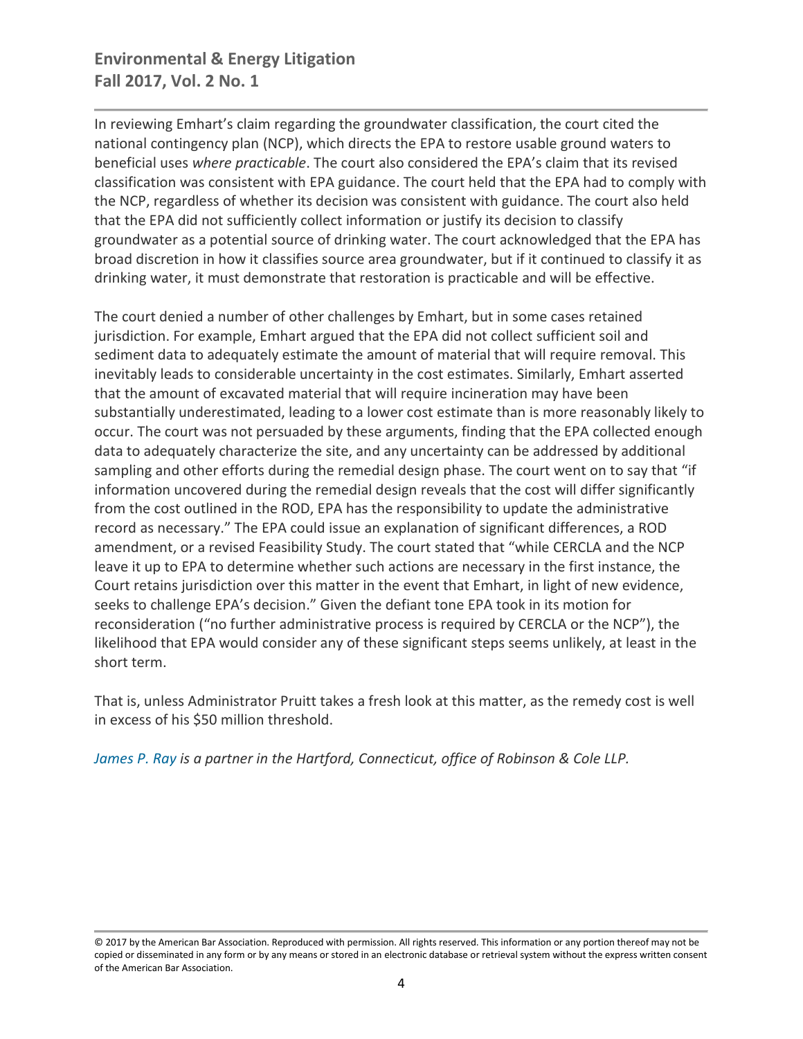In reviewing Emhart's claim regarding the groundwater classification, the court cited the national contingency plan (NCP), which directs the EPA to restore usable ground waters to beneficial uses *where practicable*. The court also considered the EPA's claim that its revised classification was consistent with EPA guidance. The court held that the EPA had to comply with the NCP, regardless of whether its decision was consistent with guidance. The court also held that the EPA did not sufficiently collect information or justify its decision to classify groundwater as a potential source of drinking water. The court acknowledged that the EPA has broad discretion in how it classifies source area groundwater, but if it continued to classify it as drinking water, it must demonstrate that restoration is practicable and will be effective.

The court denied a number of other challenges by Emhart, but in some cases retained jurisdiction. For example, Emhart argued that the EPA did not collect sufficient soil and sediment data to adequately estimate the amount of material that will require removal. This inevitably leads to considerable uncertainty in the cost estimates. Similarly, Emhart asserted that the amount of excavated material that will require incineration may have been substantially underestimated, leading to a lower cost estimate than is more reasonably likely to occur. The court was not persuaded by these arguments, finding that the EPA collected enough data to adequately characterize the site, and any uncertainty can be addressed by additional sampling and other efforts during the remedial design phase. The court went on to say that "if information uncovered during the remedial design reveals that the cost will differ significantly from the cost outlined in the ROD, EPA has the responsibility to update the administrative record as necessary." The EPA could issue an explanation of significant differences, a ROD amendment, or a revised Feasibility Study. The court stated that "while CERCLA and the NCP leave it up to EPA to determine whether such actions are necessary in the first instance, the Court retains jurisdiction over this matter in the event that Emhart, in light of new evidence, seeks to challenge EPA's decision." Given the defiant tone EPA took in its motion for reconsideration ("no further administrative process is required by CERCLA or the NCP"), the likelihood that EPA would consider any of these significant steps seems unlikely, at least in the short term.

That is, unless Administrator Pruitt takes a fresh look at this matter, as the remedy cost is well in excess of his $50 million threshold.

*James P. Ray is a partner in the Hartford, Connecticut, office of Robinson & Cole LLP.*

© 2017 by the American Bar Association. Reproduced with permission. All rights reserved. This information or any portion thereof may not be copied or disseminated in any form or by any means or stored in an electronic database or retrieval system without the express written consent of the American Bar Association.